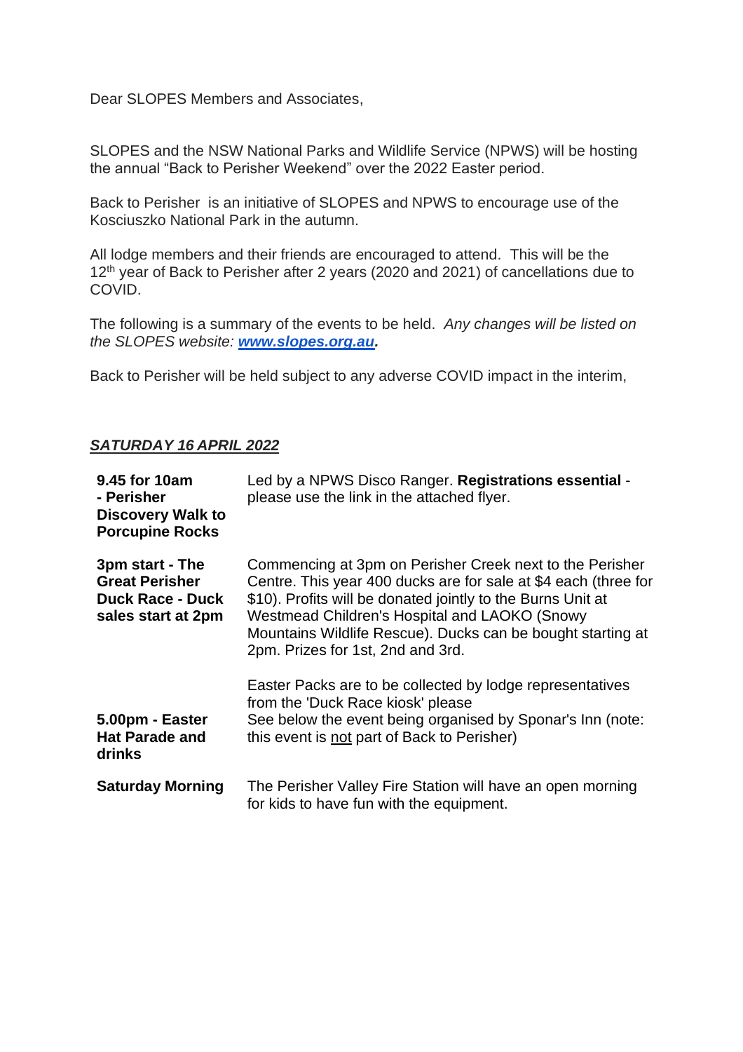Dear SLOPES Members and Associates,

SLOPES and the NSW National Parks and Wildlife Service (NPWS) will be hosting the annual "Back to Perisher Weekend" over the 2022 Easter period.

Back to Perisher is an initiative of SLOPES and NPWS to encourage use of the Kosciuszko National Park in the autumn.

All lodge members and their friends are encouraged to attend. This will be the 12th year of Back to Perisher after 2 years (2020 and 2021) of cancellations due to COVID.

The following is a summary of the events to be held. *Any changes will be listed on the SLOPES website: **[www.slopes.org.au](http://www.slopes.org.au).***

Back to Perisher will be held subject to any adverse COVID impact in the interim,

***SATURDAY 16 APRIL 2022***

| | |
|---|---|
| **9.45 for 10am - Perisher Discovery Walk to Porcupine Rocks** | Led by a NPWS Disco Ranger. **Registrations essential** - please use the link in the attached flyer. |
| **3pm start - The Great Perisher Duck Race - Duck sales start at 2pm** | Commencing at 3pm on Perisher Creek next to the Perisher Centre. This year 400 ducks are for sale at $4 each (three for $10). Profits will be donated jointly to the Burns Unit at Westmead Children's Hospital and LAOKO (Snowy Mountains Wildlife Rescue). Ducks can be bought starting at 2pm. Prizes for 1st, 2nd and 3rd.<br><br>Easter Packs are to be collected by lodge representatives from the 'Duck Race kiosk' please |
| **5.00pm - Easter Hat Parade and drinks** | See below the event being organised by Sponar's Inn (note: this event is not part of Back to Perisher) |
| **Saturday Morning** | The Perisher Valley Fire Station will have an open morning for kids to have fun with the equipment. |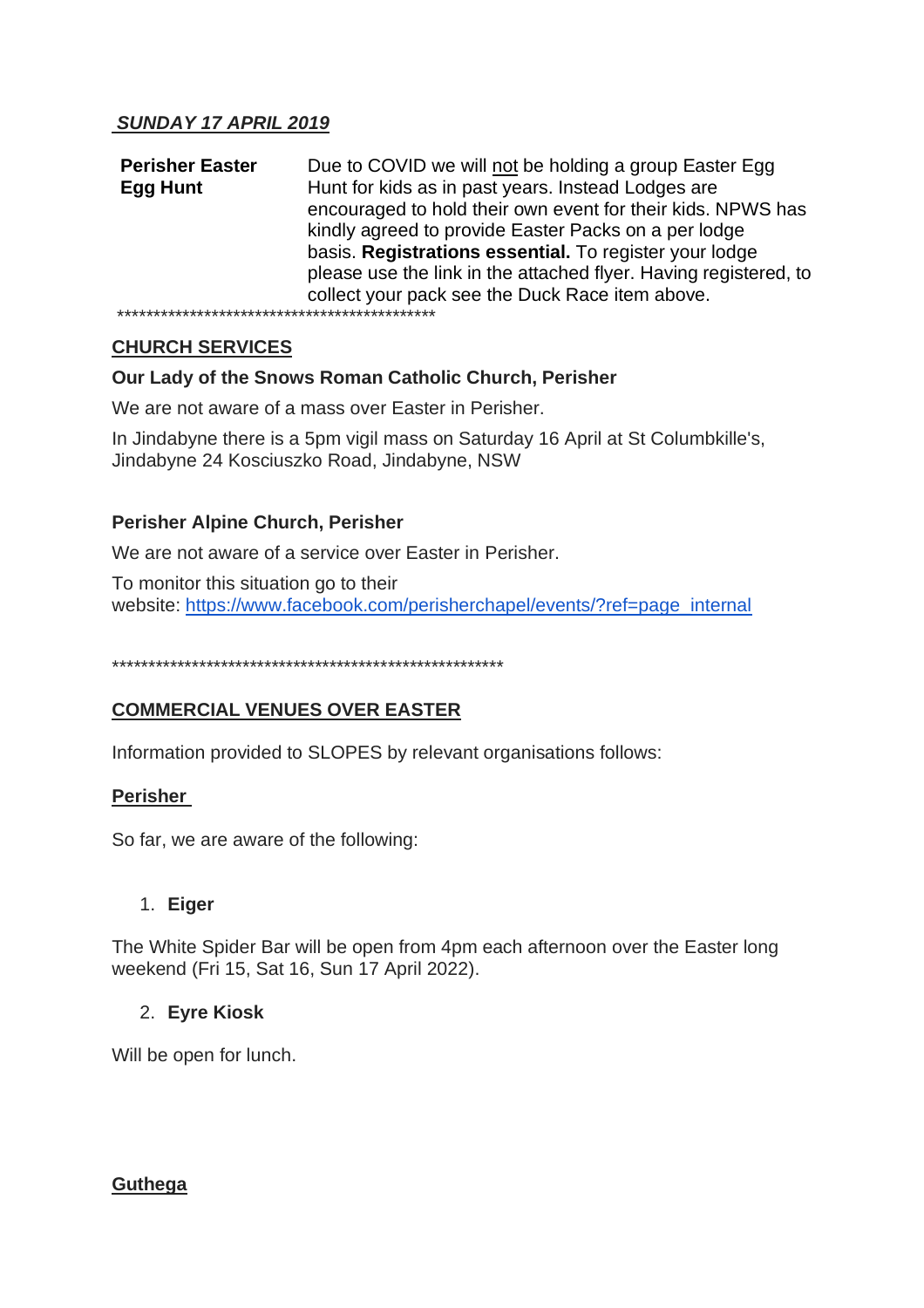***SUNDAY 17 APRIL 2019***

| **Perisher Easter Egg Hunt** | Due to COVID we will not be holding a group Easter Egg Hunt for kids as in past years. Instead Lodges are encouraged to hold their own event for their kids. NPWS has kindly agreed to provide Easter Packs on a per lodge basis. **Registrations essential.** To register your lodge please use the link in the attached flyer. Having registered, to collect your pack see the Duck Race item above. |
|---|---|

*********************************************

## CHURCH SERVICES

**Our Lady of the Snows Roman Catholic Church, Perisher**

We are not aware of a mass over Easter in Perisher.

In Jindabyne there is a 5pm vigil mass on Saturday 16 April at St Columbkille's, Jindabyne 24 Kosciuszko Road, Jindabyne, NSW

**Perisher Alpine Church, Perisher**

We are not aware of a service over Easter in Perisher.

To monitor this situation go to their website: https://www.facebook.com/perisherchapel/events/?ref=page_internal

*******************************************************

## COMMERCIAL VENUES OVER EASTER

Information provided to SLOPES by relevant organisations follows:

### Perisher

So far, we are aware of the following:

1. **Eiger**

The White Spider Bar will be open from 4pm each afternoon over the Easter long weekend (Fri 15, Sat 16, Sun 17 April 2022).

2. **Eyre Kiosk**

Will be open for lunch.

### Guthega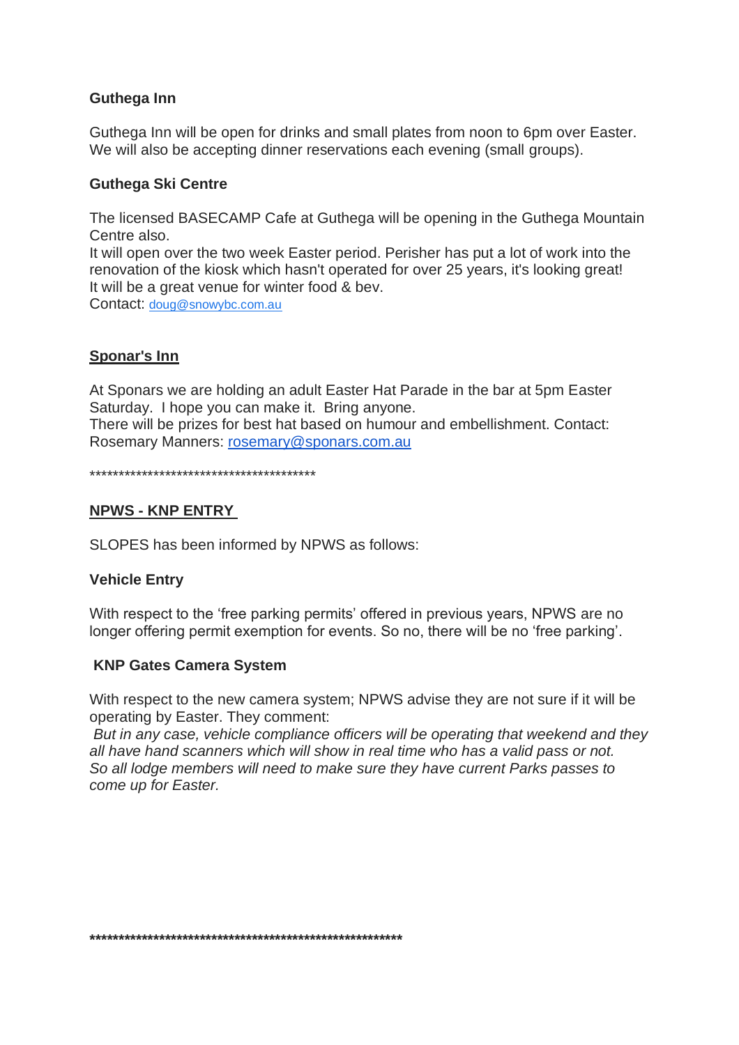**Guthega Inn**

Guthega Inn will be open for drinks and small plates from noon to 6pm over Easter. We will also be accepting dinner reservations each evening (small groups).

**Guthega Ski Centre**

The licensed BASECAMP Cafe at Guthega will be opening in the Guthega Mountain Centre also.
It will open over the two week Easter period. Perisher has put a lot of work into the renovation of the kiosk which hasn't operated for over 25 years, it's looking great!
It will be a great venue for winter food & bev.
Contact: doug@snowybc.com.au

**Sponar's Inn**

At Sponars we are holding an adult Easter Hat Parade in the bar at 5pm Easter Saturday. I hope you can make it. Bring anyone.
There will be prizes for best hat based on humour and embellishment. Contact: Rosemary Manners: rosemary@sponars.com.au

****************************************

**NPWS - KNP ENTRY**

SLOPES has been informed by NPWS as follows:

**Vehicle Entry**

With respect to the 'free parking permits' offered in previous years, NPWS are no longer offering permit exemption for events. So no, there will be no 'free parking'.

**KNP Gates Camera System**

With respect to the new camera system; NPWS advise they are not sure if it will be operating by Easter. They comment:
*But in any case, vehicle compliance officers will be operating that weekend and they all have hand scanners which will show in real time who has a valid pass or not. So all lodge members will need to make sure they have current Parks passes to come up for Easter.*

**********************************************************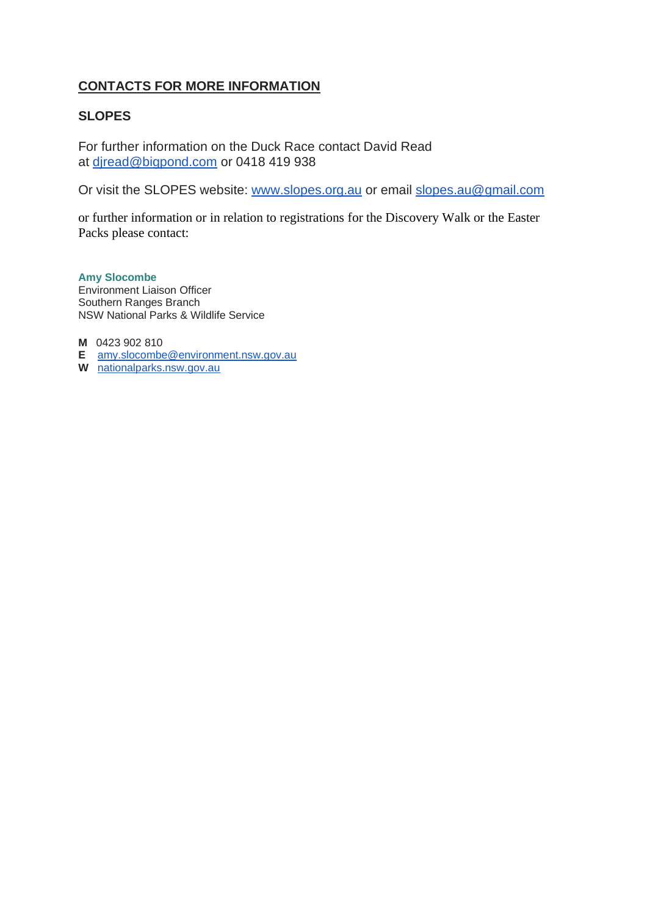## CONTACTS FOR MORE INFORMATION

### SLOPES

For further information on the Duck Race contact David Read at djread@bigpond.com or 0418 419 938

Or visit the SLOPES website: www.slopes.org.au or email slopes.au@gmail.com

or further information or in relation to registrations for the Discovery Walk or the Easter Packs please contact:

**Amy Slocombe**
Environment Liaison Officer
Southern Ranges Branch
NSW National Parks & Wildlife Service

**M** 0423 902 810
**E** amy.slocombe@environment.nsw.gov.au
**W** nationalparks.nsw.gov.au